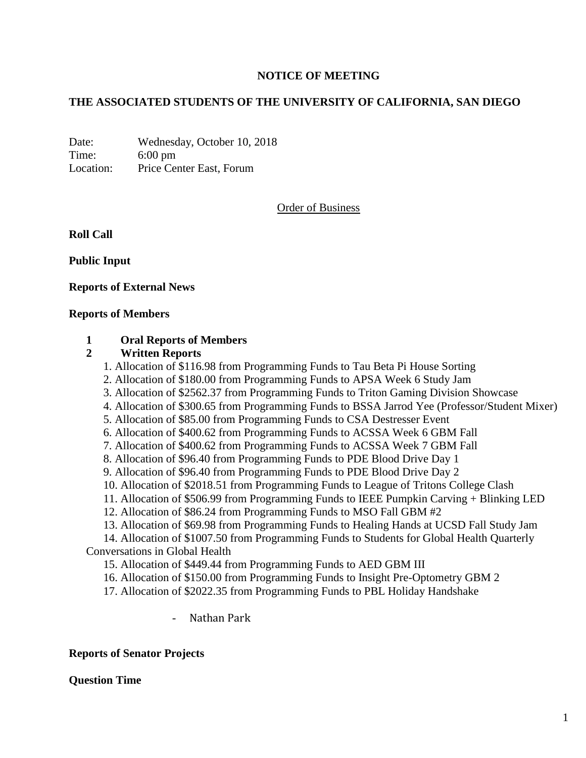**NOTICE OF MEETING**

**THE ASSOCIATED STUDENTS OF THE UNIVERSITY OF CALIFORNIA, SAN DIEGO**

Date: Wednesday, October 10, 2018
Time: 6:00 pm
Location: Price Center East, Forum

Order of Business

**Roll Call**

**Public Input**

**Reports of External News**

**Reports of Members**

**1 Oral Reports of Members**

**2 Written Reports**

1. Allocation of $116.98 from Programming Funds to Tau Beta Pi House Sorting
2. Allocation of $180.00 from Programming Funds to APSA Week 6 Study Jam
3. Allocation of $2562.37 from Programming Funds to Triton Gaming Division Showcase
4. Allocation of $300.65 from Programming Funds to BSSA Jarrod Yee (Professor/Student Mixer)
5. Allocation of $85.00 from Programming Funds to CSA Destresser Event
6. Allocation of $400.62 from Programming Funds to ACSSA Week 6 GBM Fall
7. Allocation of $400.62 from Programming Funds to ACSSA Week 7 GBM Fall
8. Allocation of $96.40 from Programming Funds to PDE Blood Drive Day 1
9. Allocation of $96.40 from Programming Funds to PDE Blood Drive Day 2
10. Allocation of $2018.51 from Programming Funds to League of Tritons College Clash
11. Allocation of $506.99 from Programming Funds to IEEE Pumpkin Carving + Blinking LED
12. Allocation of $86.24 from Programming Funds to MSO Fall GBM #2
13. Allocation of $69.98 from Programming Funds to Healing Hands at UCSD Fall Study Jam
14. Allocation of $1007.50 from Programming Funds to Students for Global Health Quarterly Conversations in Global Health
15. Allocation of $449.44 from Programming Funds to AED GBM III
16. Allocation of $150.00 from Programming Funds to Insight Pre-Optometry GBM 2
17. Allocation of $2022.35 from Programming Funds to PBL Holiday Handshake

- Nathan Park

**Reports of Senator Projects**

**Question Time**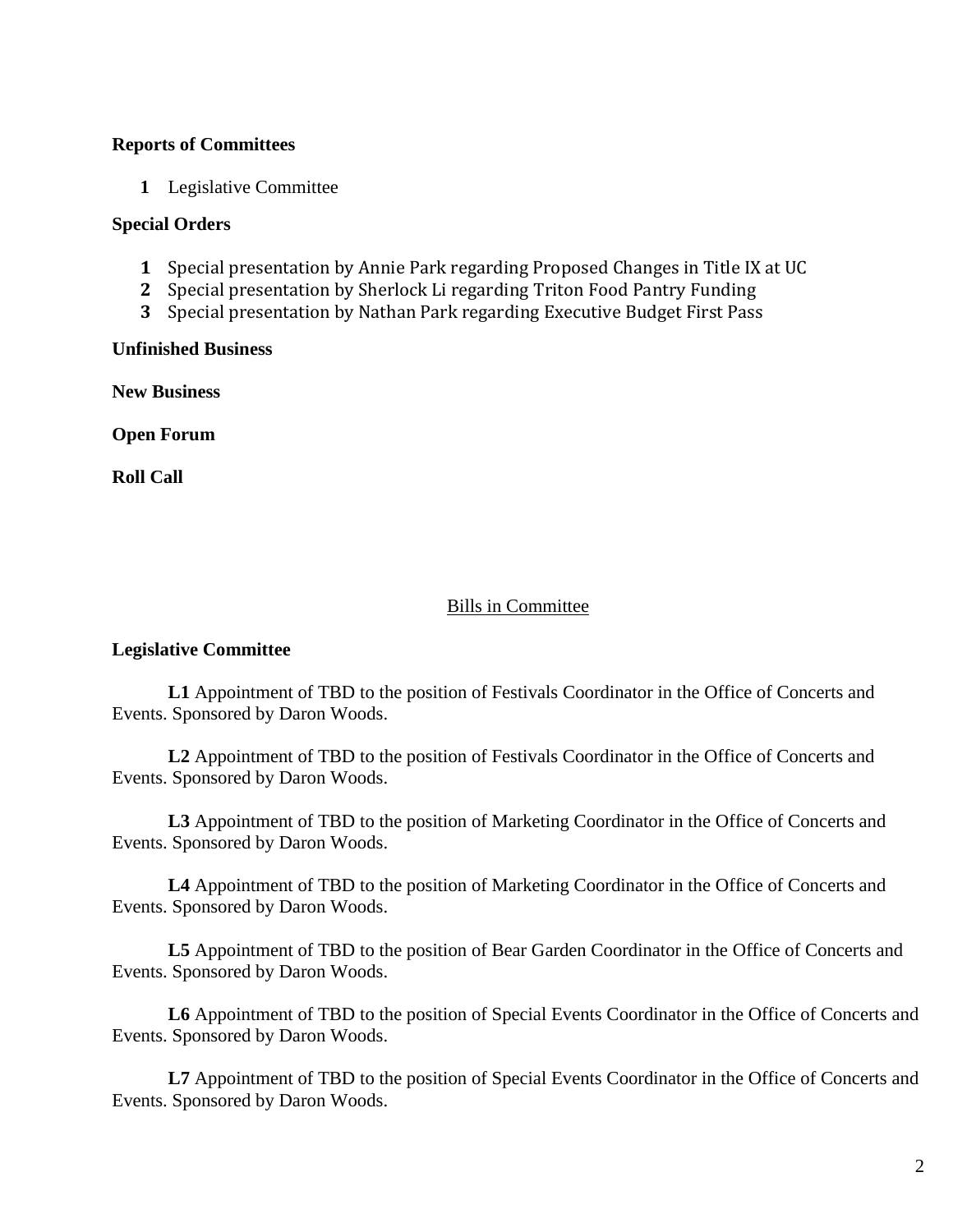**Reports of Committees**

1. Legislative Committee

**Special Orders**

1. Special presentation by Annie Park regarding Proposed Changes in Title IX at UC
2. Special presentation by Sherlock Li regarding Triton Food Pantry Funding
3. Special presentation by Nathan Park regarding Executive Budget First Pass

**Unfinished Business**

**New Business**

**Open Forum**

**Roll Call**

<u>Bills in Committee</u>

**Legislative Committee**

**L1** Appointment of TBD to the position of Festivals Coordinator in the Office of Concerts and Events. Sponsored by Daron Woods.

**L2** Appointment of TBD to the position of Festivals Coordinator in the Office of Concerts and Events. Sponsored by Daron Woods.

**L3** Appointment of TBD to the position of Marketing Coordinator in the Office of Concerts and Events. Sponsored by Daron Woods.

**L4** Appointment of TBD to the position of Marketing Coordinator in the Office of Concerts and Events. Sponsored by Daron Woods.

**L5** Appointment of TBD to the position of Bear Garden Coordinator in the Office of Concerts and Events. Sponsored by Daron Woods.

**L6** Appointment of TBD to the position of Special Events Coordinator in the Office of Concerts and Events. Sponsored by Daron Woods.

**L7** Appointment of TBD to the position of Special Events Coordinator in the Office of Concerts and Events. Sponsored by Daron Woods.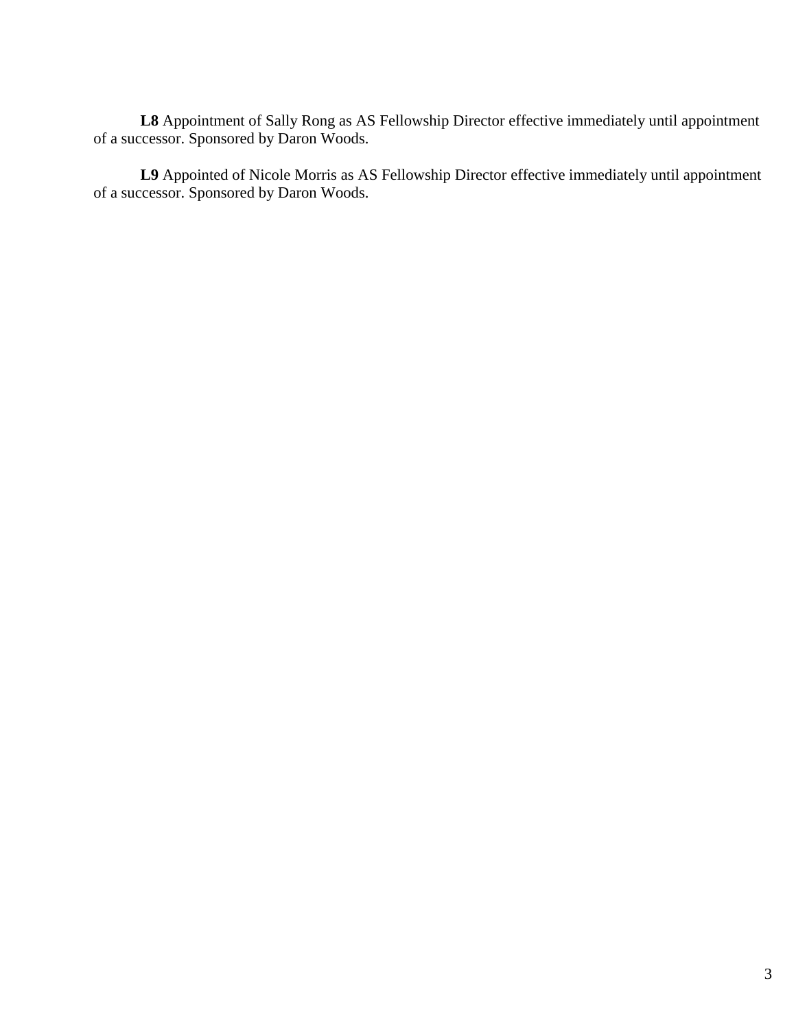**L8** Appointment of Sally Rong as AS Fellowship Director effective immediately until appointment of a successor. Sponsored by Daron Woods.

**L9** Appointed of Nicole Morris as AS Fellowship Director effective immediately until appointment of a successor. Sponsored by Daron Woods.